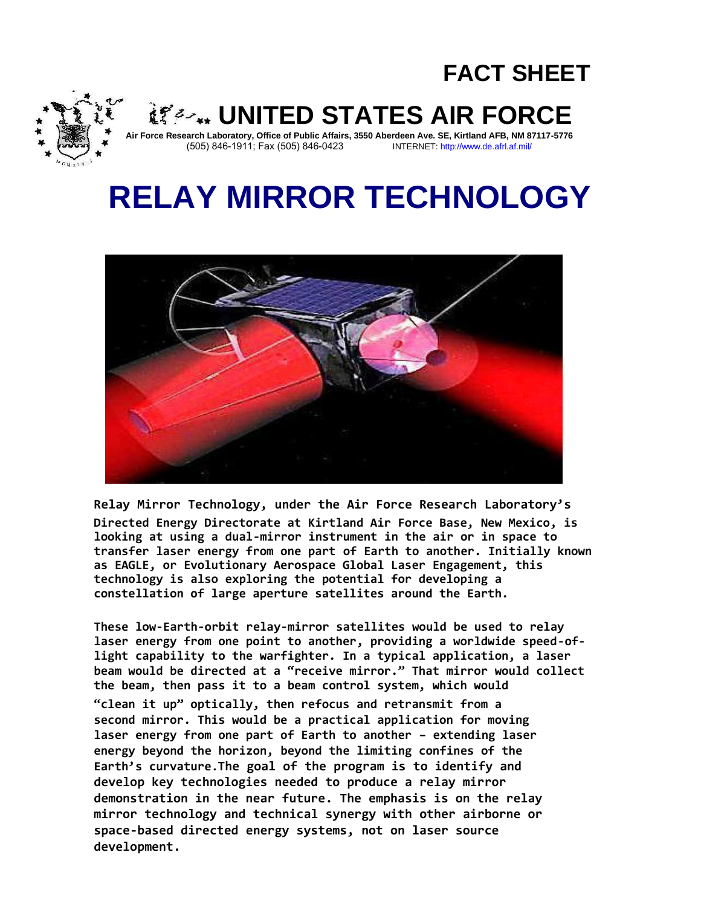# FACT SHEET

## UNITED STATES AIR FORCE

**Air Force Research Laboratory, Office of Public Affairs, 3550 Aberdeen Ave. SE, Kirtland AFB, NM 87117-5776**
(505) 846-1911; Fax (505) 846-0423 INTERNET: http://www.de.afrl.af.mil/

# RELAY MIRROR TECHNOLOGY

**Relay Mirror Technology, under the Air Force Research Laboratory's Directed Energy Directorate at Kirtland Air Force Base, New Mexico, is looking at using a dual-mirror instrument in the air or in space to transfer laser energy from one part of Earth to another. Initially known as EAGLE, or Evolutionary Aerospace Global Laser Engagement, this technology is also exploring the potential for developing a constellation of large aperture satellites around the Earth.**

**These low-Earth-orbit relay-mirror satellites would be used to relay laser energy from one point to another, providing a worldwide speed-of-light capability to the warfighter. In a typical application, a laser beam would be directed at a "receive mirror." That mirror would collect the beam, then pass it to a beam control system, which would "clean it up" optically, then refocus and retransmit from a second mirror. This would be a practical application for moving laser energy from one part of Earth to another – extending laser energy beyond the horizon, beyond the limiting confines of the Earth's curvature.The goal of the program is to identify and develop key technologies needed to produce a relay mirror demonstration in the near future. The emphasis is on the relay mirror technology and technical synergy with other airborne or space-based directed energy systems, not on laser source development.**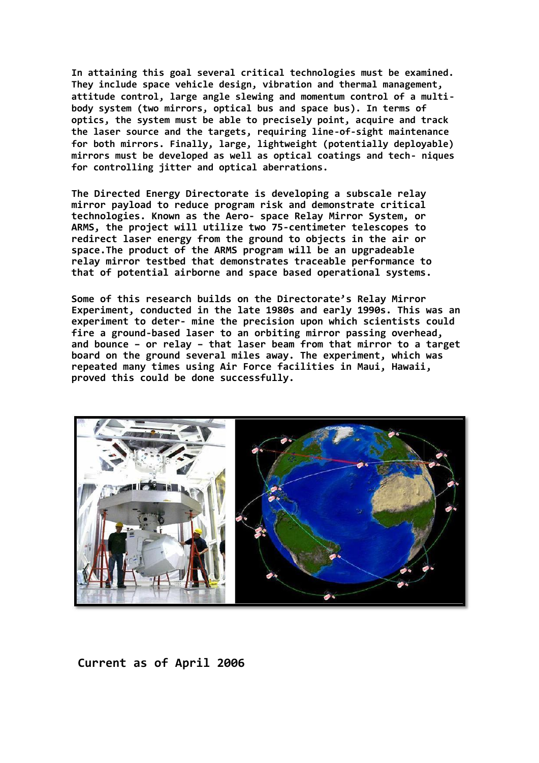In attaining this goal several critical technologies must be examined. They include space vehicle design, vibration and thermal management, attitude control, large angle slewing and momentum control of a multi-body system (two mirrors, optical bus and space bus). In terms of optics, the system must be able to precisely point, acquire and track the laser source and the targets, requiring line-of-sight maintenance for both mirrors. Finally, large, lightweight (potentially deployable) mirrors must be developed as well as optical coatings and tech- niques for controlling jitter and optical aberrations.

The Directed Energy Directorate is developing a subscale relay mirror payload to reduce program risk and demonstrate critical technologies. Known as the Aero- space Relay Mirror System, or ARMS, the project will utilize two 75-centimeter telescopes to redirect laser energy from the ground to objects in the air or space.The product of the ARMS program will be an upgradeable relay mirror testbed that demonstrates traceable performance to that of potential airborne and space based operational systems.

Some of this research builds on the Directorate's Relay Mirror Experiment, conducted in the late 1980s and early 1990s. This was an experiment to deter- mine the precision upon which scientists could fire a ground-based laser to an orbiting mirror passing overhead, and bounce – or relay – that laser beam from that mirror to a target board on the ground several miles away. The experiment, which was repeated many times using Air Force facilities in Maui, Hawaii, proved this could be done successfully.

**Current as of April 2006**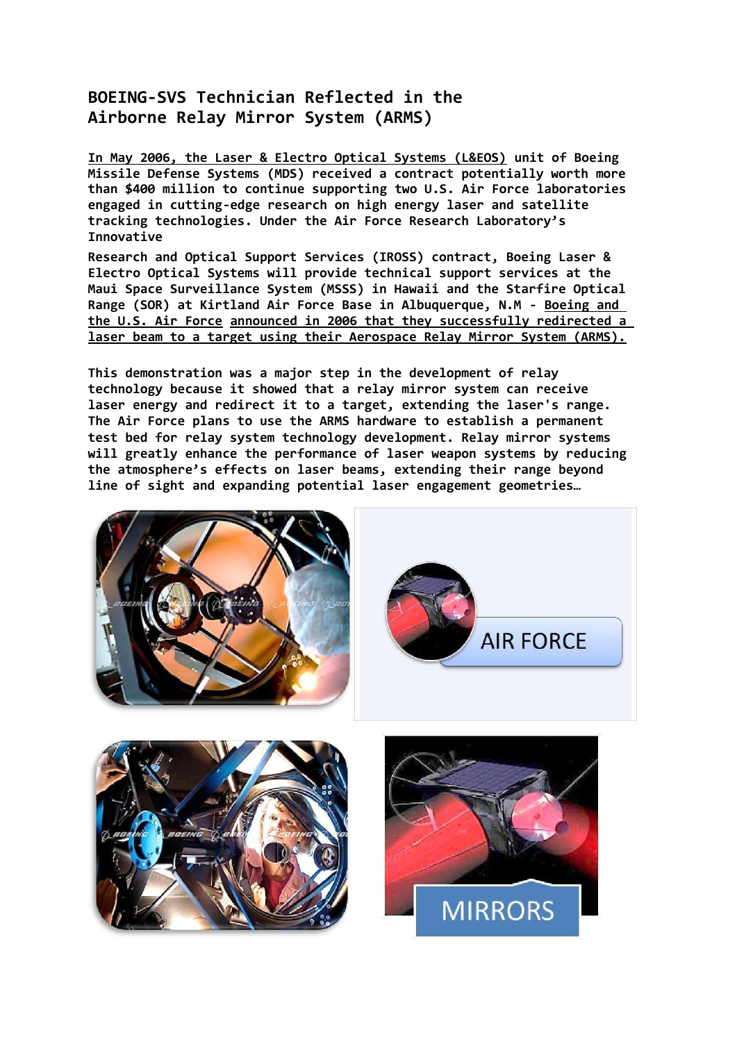# BOEING-SVS Technician Reflected in the Airborne Relay Mirror System (ARMS)

In May 2006, the Laser & Electro Optical Systems (L&EOS) unit of Boeing Missile Defense Systems (MDS) received a contract potentially worth more than $400 million to continue supporting two U.S. Air Force laboratories engaged in cutting-edge research on high energy laser and satellite tracking technologies. Under the Air Force Research Laboratory's Innovative

Research and Optical Support Services (IROSS) contract, Boeing Laser & Electro Optical Systems will provide technical support services at the Maui Space Surveillance System (MSSS) in Hawaii and the Starfire Optical Range (SOR) at Kirtland Air Force Base in Albuquerque, N.M - Boeing and the U.S. Air Force announced in 2006 that they successfully redirected a laser beam to a target using their Aerospace Relay Mirror System (ARMS).

This demonstration was a major step in the development of relay technology because it showed that a relay mirror system can receive laser energy and redirect it to a target, extending the laser's range. The Air Force plans to use the ARMS hardware to establish a permanent test bed for relay system technology development. Relay mirror systems will greatly enhance the performance of laser weapon systems by reducing the atmosphere's effects on laser beams, extending their range beyond line of sight and expanding potential laser engagement geometries…

AIR FORCE

MIRRORS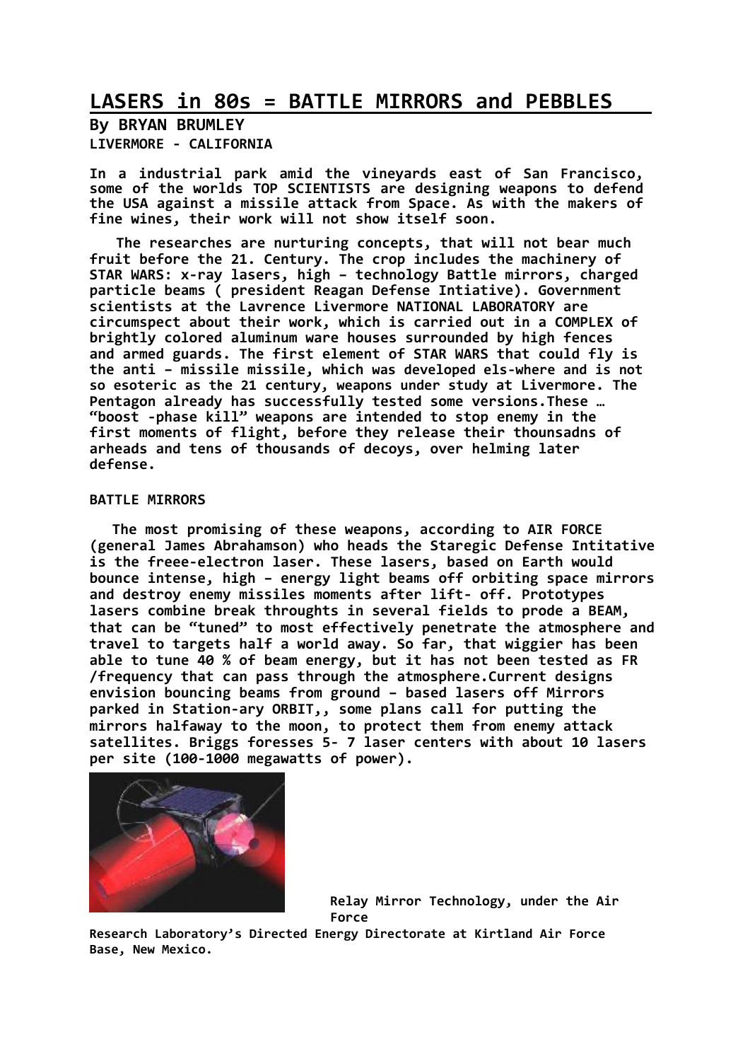# LASERS in 80s = BATTLE MIRRORS and PEBBLES

**By BRYAN BRUMLEY**
**LIVERMORE - CALIFORNIA**

**In a industrial park amid the vineyards east of San Francisco, some of the worlds TOP SCIENTISTS are designing weapons to defend the USA against a missile attack from Space. As with the makers of fine wines, their work will not show itself soon.**

**The researches are nurturing concepts, that will not bear much fruit before the 21. Century. The crop includes the machinery of STAR WARS: x-ray lasers, high – technology Battle mirrors, charged particle beams ( president Reagan Defense Intiative). Government scientists at the Lavrence Livermore NATIONAL LABORATORY are circumspect about their work, which is carried out in a COMPLEX of brightly colored aluminum ware houses surrounded by high fences and armed guards. The first element of STAR WARS that could fly is the anti – missile missile, which was developed els-where and is not so esoteric as the 21 century, weapons under study at Livermore. The Pentagon already has successfully tested some versions.These … "boost -phase kill" weapons are intended to stop enemy in the first moments of flight, before they release their thounsadns of arheads and tens of thousands of decoys, over helming later defense.**

**BATTLE MIRRORS**

**The most promising of these weapons, according to AIR FORCE (general James Abrahamson) who heads the Staregic Defense Intitative is the freee-electron laser. These lasers, based on Earth would bounce intense, high – energy light beams off orbiting space mirrors and destroy enemy missiles moments after lift- off. Prototypes lasers combine break throughts in several fields to prode a BEAM, that can be "tuned" to most effectively penetrate the atmosphere and travel to targets half a world away. So far, that wiggier has been able to tune 40 % of beam energy, but it has not been tested as FR /frequency that can pass through the atmosphere.Current designs envision bouncing beams from ground – based lasers off Mirrors parked in Station-ary ORBIT,, some plans call for putting the mirrors halfaway to the moon, to protect them from enemy attack satellites. Briggs foresses 5- 7 laser centers with about 10 lasers per site (100-1000 megawatts of power).**

**Relay Mirror Technology, under the Air Force Research Laboratory's Directed Energy Directorate at Kirtland Air Force Base, New Mexico.**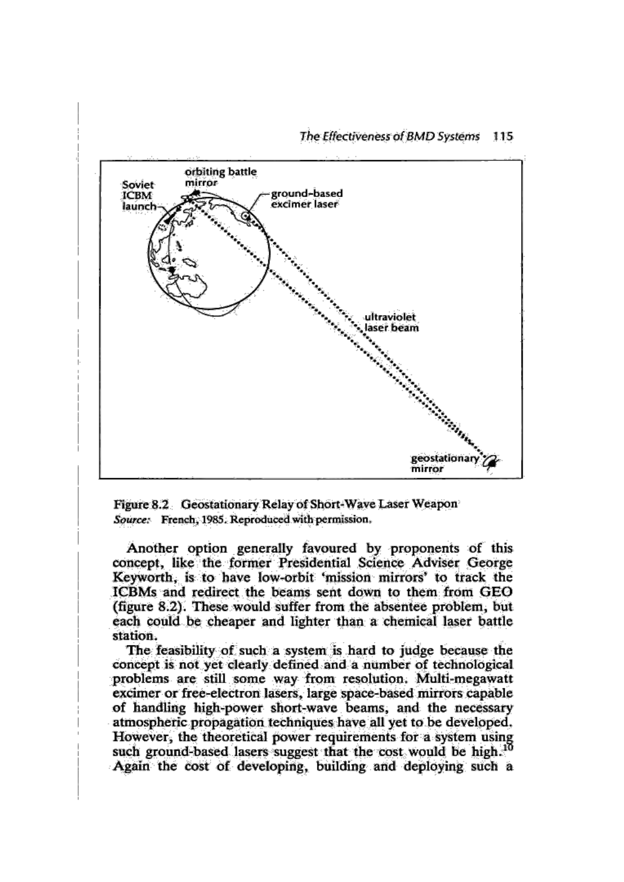Figure 8.2 Geostationary Relay of Short-Wave Laser Weapon
*Source:* French, 1985. Reproduced with permission.

Another option generally favoured by proponents of this concept, like the former Presidential Science Adviser George Keyworth, is to have low-orbit 'mission mirrors' to track the ICBMs and redirect the beams sent down to them from GEO (figure 8.2). These would suffer from the absentee problem, but each could be cheaper and lighter than a chemical laser battle station.

The feasibility of such a system is hard to judge because the concept is not yet clearly defined and a number of technological problems are still some way from resolution. Multi-megawatt excimer or free-electron lasers, large space-based mirrors capable of handling high-power short-wave beams, and the necessary atmospheric propagation techniques have all yet to be developed. However, the theoretical power requirements for a system using such ground-based lasers suggest that the cost would be high.[10] Again the cost of developing, building and deploying such a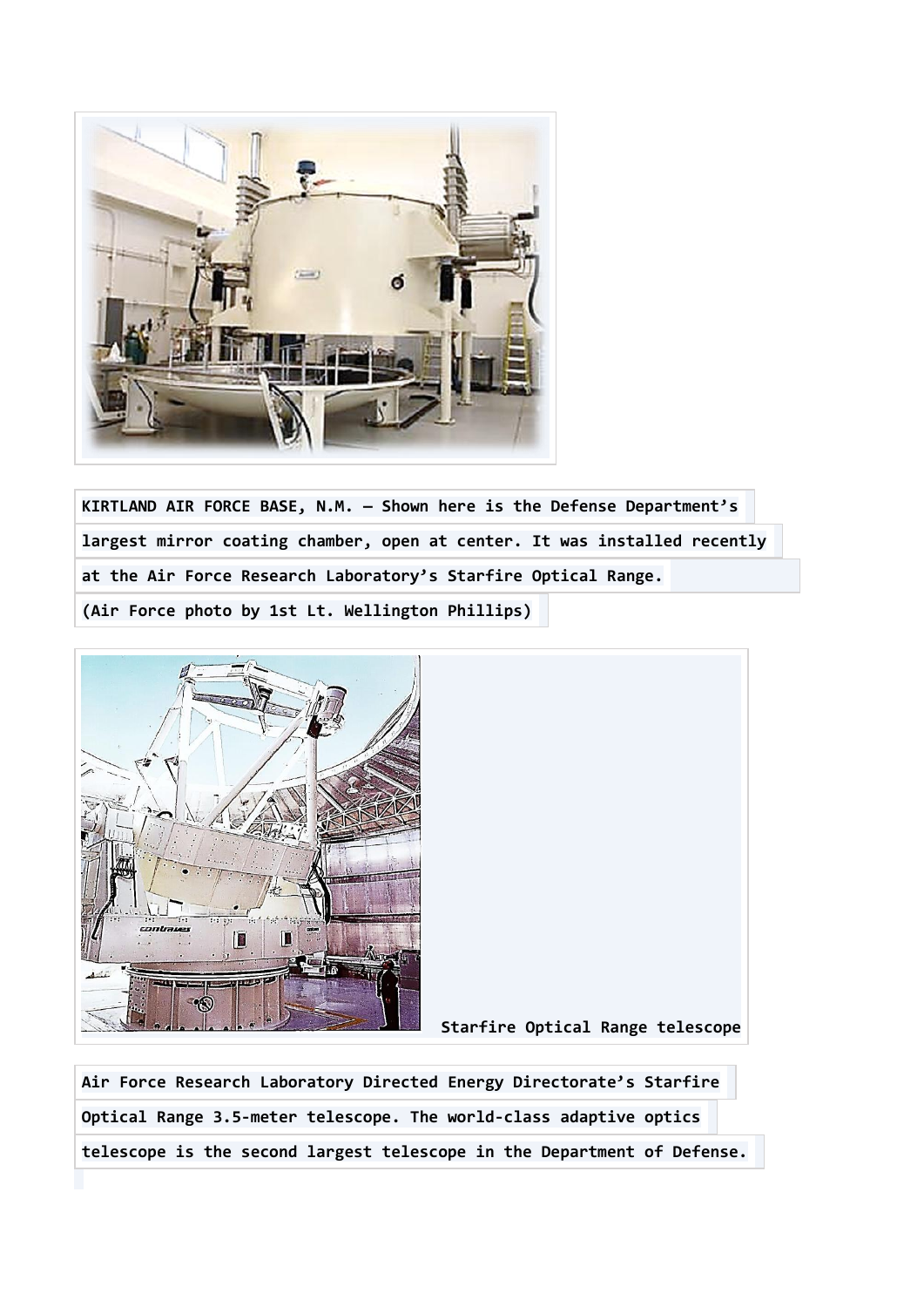**KIRTLAND AIR FORCE BASE, N.M. — Shown here is the Defense Department's largest mirror coating chamber, open at center. It was installed recently at the Air Force Research Laboratory's Starfire Optical Range.**

**(Air Force photo by 1st Lt. Wellington Phillips)**

**Starfire Optical Range telescope**

**Air Force Research Laboratory Directed Energy Directorate's Starfire Optical Range 3.5-meter telescope. The world-class adaptive optics telescope is the second largest telescope in the Department of Defense.**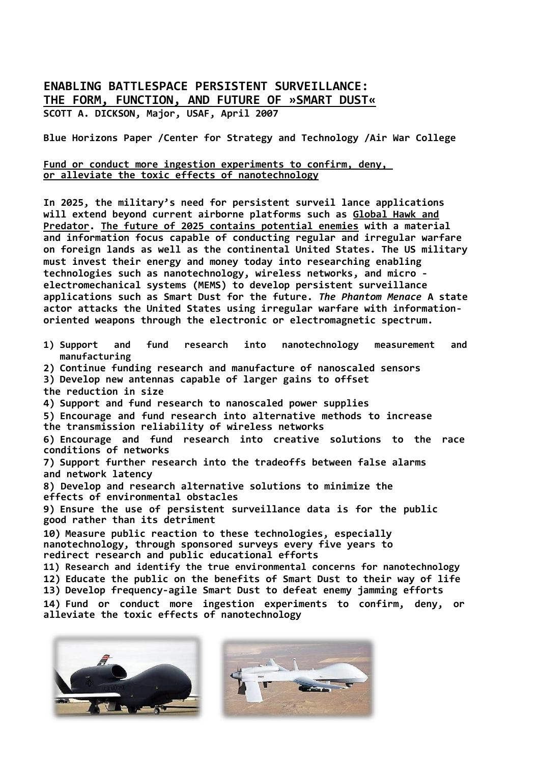**ENABLING BATTLESPACE PERSISTENT SURVEILLANCE:**
**THE FORM, FUNCTION, AND FUTURE OF »SMART DUST«**
**SCOTT A. DICKSON, Major, USAF, April 2007**

**Blue Horizons Paper /Center for Strategy and Technology /Air War College**

**Fund or conduct more ingestion experiments to confirm, deny, or alleviate the toxic effects of nanotechnology**

**In 2025, the military's need for persistent surveil lance applications will extend beyond current airborne platforms such as Global Hawk and Predator. The future of 2025 contains potential enemies with a material and information focus capable of conducting regular and irregular warfare on foreign lands as well as the continental United States. The US military must invest their energy and money today into researching enabling technologies such as nanotechnology, wireless networks, and micro - electromechanical systems (MEMS) to develop persistent surveillance applications such as Smart Dust for the future. *The Phantom Menace* A state actor attacks the United States using irregular warfare with information-oriented weapons through the electronic or electromagnetic spectrum.**

1) **Support and fund research into nanotechnology measurement and manufacturing**
2) **Continue funding research and manufacture of nanoscaled sensors**
3) **Develop new antennas capable of larger gains to offset the reduction in size**
4) **Support and fund research to nanoscaled power supplies**
5) **Encourage and fund research into alternative methods to increase the transmission reliability of wireless networks**
6) **Encourage and fund research into creative solutions to the race conditions of networks**
7) **Support further research into the tradeoffs between false alarms and network latency**
8) **Develop and research alternative solutions to minimize the effects of environmental obstacles**
9) **Ensure the use of persistent surveillance data is for the public good rather than its detriment**
10) **Measure public reaction to these technologies, especially nanotechnology, through sponsored surveys every five years to redirect research and public educational efforts**
11) **Research and identify the true environmental concerns for nanotechnology**
12) **Educate the public on the benefits of Smart Dust to their way of life**
13) **Develop frequency-agile Smart Dust to defeat enemy jamming efforts**
14) **Fund or conduct more ingestion experiments to confirm, deny, or alleviate the toxic effects of nanotechnology**